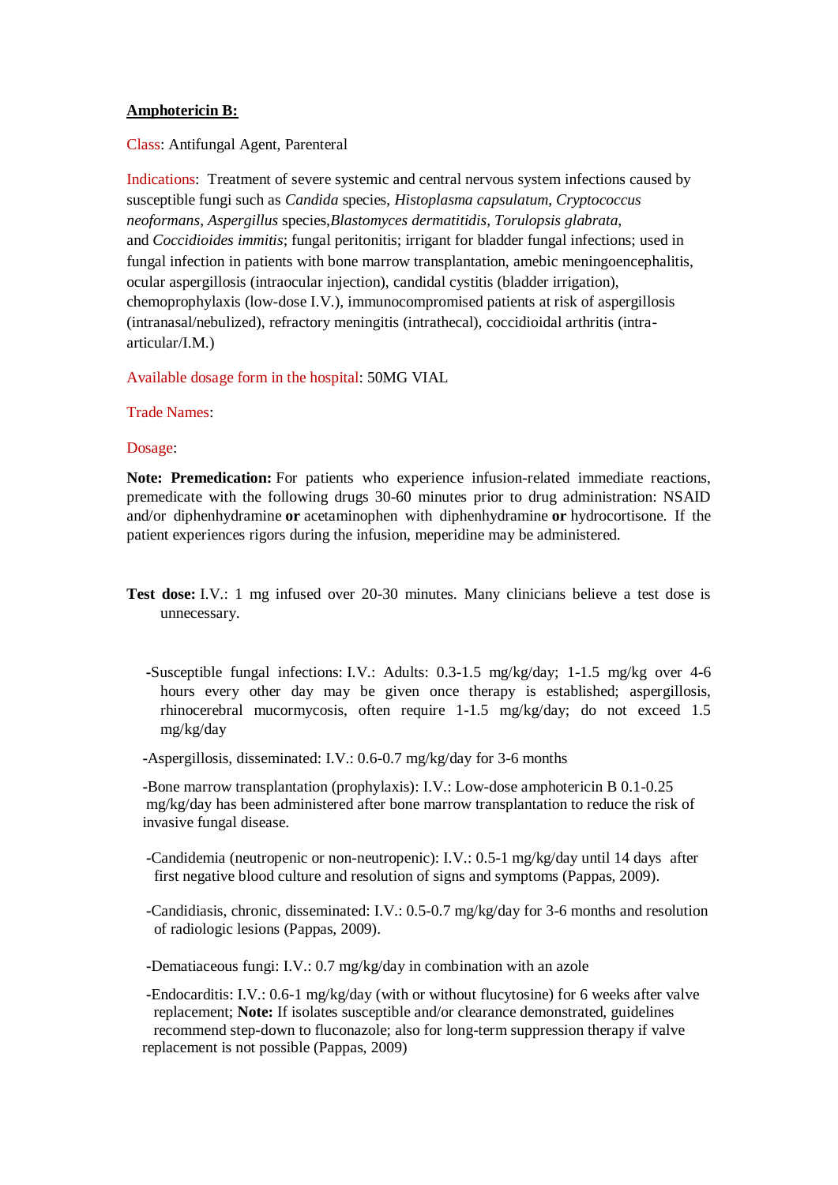**Amphotericin B:**

Class: Antifungal Agent, Parenteral

Indications: Treatment of severe systemic and central nervous system infections caused by susceptible fungi such as *Candida* species, *Histoplasma capsulatum*, *Cryptococcus neoformans*, *Aspergillus* species,*Blastomyces dermatitidis*, *Torulopsis glabrata*, and *Coccidioides immitis*; fungal peritonitis; irrigant for bladder fungal infections; used in fungal infection in patients with bone marrow transplantation, amebic meningoencephalitis, ocular aspergillosis (intraocular injection), candidal cystitis (bladder irrigation), chemoprophylaxis (low-dose I.V.), immunocompromised patients at risk of aspergillosis (intranasal/nebulized), refractory meningitis (intrathecal), coccidioidal arthritis (intra-articular/I.M.)

Available dosage form in the hospital: 50MG VIAL

Trade Names:

Dosage:

**Note: Premedication:** For patients who experience infusion-related immediate reactions, premedicate with the following drugs 30-60 minutes prior to drug administration: NSAID and/or diphenhydramine **or** acetaminophen with diphenhydramine **or** hydrocortisone. If the patient experiences rigors during the infusion, meperidine may be administered.

**Test dose:** I.V.: 1 mg infused over 20-30 minutes. Many clinicians believe a test dose is unnecessary.

-Susceptible fungal infections: I.V.: Adults: 0.3-1.5 mg/kg/day; 1-1.5 mg/kg over 4-6 hours every other day may be given once therapy is established; aspergillosis, rhinocerebral mucormycosis, often require 1-1.5 mg/kg/day; do not exceed 1.5 mg/kg/day

-Aspergillosis, disseminated: I.V.: 0.6-0.7 mg/kg/day for 3-6 months

-Bone marrow transplantation (prophylaxis): I.V.: Low-dose amphotericin B 0.1-0.25 mg/kg/day has been administered after bone marrow transplantation to reduce the risk of invasive fungal disease.

-Candidemia (neutropenic or non-neutropenic): I.V.: 0.5-1 mg/kg/day until 14 days after first negative blood culture and resolution of signs and symptoms (Pappas, 2009).

-Candidiasis, chronic, disseminated: I.V.: 0.5-0.7 mg/kg/day for 3-6 months and resolution of radiologic lesions (Pappas, 2009).

-Dematiaceous fungi: I.V.: 0.7 mg/kg/day in combination with an azole

-Endocarditis: I.V.: 0.6-1 mg/kg/day (with or without flucytosine) for 6 weeks after valve replacement; **Note:** If isolates susceptible and/or clearance demonstrated, guidelines recommend step-down to fluconazole; also for long-term suppression therapy if valve replacement is not possible (Pappas, 2009)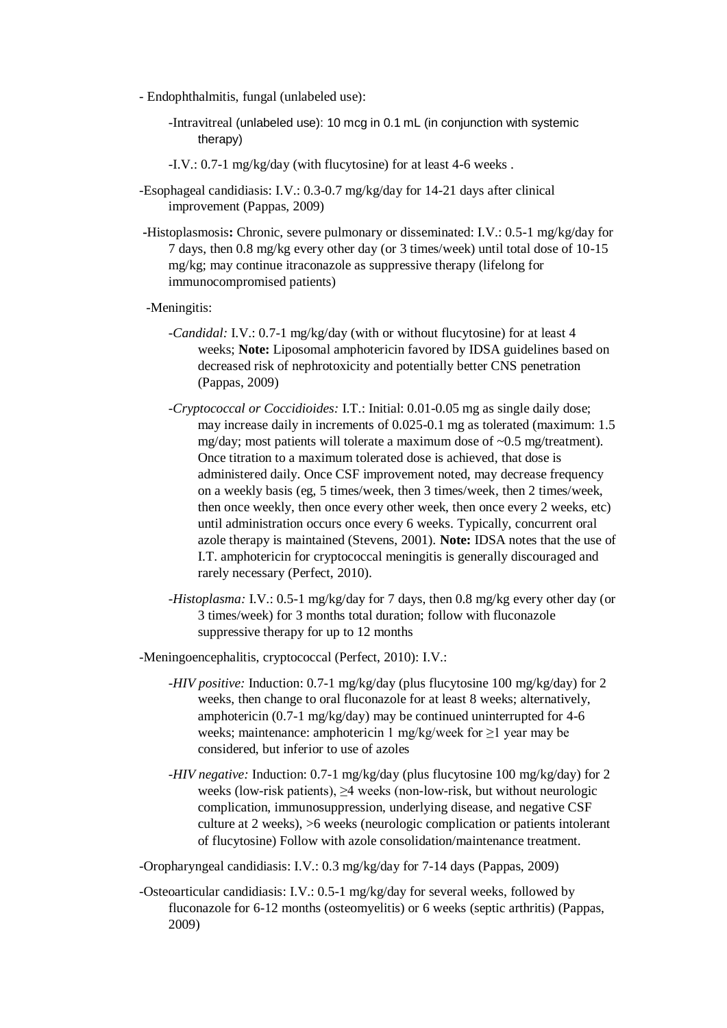- Endophthalmitis, fungal (unlabeled use):

  - Intravitreal (unlabeled use): 10 mcg in 0.1 mL (in conjunction with systemic therapy)

  - I.V.: 0.7-1 mg/kg/day (with flucytosine) for at least 4-6 weeks .

- Esophageal candidiasis: I.V.: 0.3-0.7 mg/kg/day for 14-21 days after clinical improvement (Pappas, 2009)

- Histoplasmosis**:** Chronic, severe pulmonary or disseminated: I.V.: 0.5-1 mg/kg/day for 7 days, then 0.8 mg/kg every other day (or 3 times/week) until total dose of 10-15 mg/kg; may continue itraconazole as suppressive therapy (lifelong for immunocompromised patients)

- Meningitis:

  - *Candidal:* I.V.: 0.7-1 mg/kg/day (with or without flucytosine) for at least 4 weeks; **Note:** Liposomal amphotericin favored by IDSA guidelines based on decreased risk of nephrotoxicity and potentially better CNS penetration (Pappas, 2009)

  - *Cryptococcal or Coccidioides:* I.T.: Initial: 0.01-0.05 mg as single daily dose; may increase daily in increments of 0.025-0.1 mg as tolerated (maximum: 1.5 mg/day; most patients will tolerate a maximum dose of ~0.5 mg/treatment). Once titration to a maximum tolerated dose is achieved, that dose is administered daily. Once CSF improvement noted, may decrease frequency on a weekly basis (eg, 5 times/week, then 3 times/week, then 2 times/week, then once weekly, then once every other week, then once every 2 weeks, etc) until administration occurs once every 6 weeks. Typically, concurrent oral azole therapy is maintained (Stevens, 2001). **Note:** IDSA notes that the use of I.T. amphotericin for cryptococcal meningitis is generally discouraged and rarely necessary (Perfect, 2010).

  - *Histoplasma:* I.V.: 0.5-1 mg/kg/day for 7 days, then 0.8 mg/kg every other day (or 3 times/week) for 3 months total duration; follow with fluconazole suppressive therapy for up to 12 months

- Meningoencephalitis, cryptococcal (Perfect, 2010): I.V.:

  - *HIV positive:* Induction: 0.7-1 mg/kg/day (plus flucytosine 100 mg/kg/day) for 2 weeks, then change to oral fluconazole for at least 8 weeks; alternatively, amphotericin (0.7-1 mg/kg/day) may be continued uninterrupted for 4-6 weeks; maintenance: amphotericin 1 mg/kg/week for ≥1 year may be considered, but inferior to use of azoles

  - *HIV negative:* Induction: 0.7-1 mg/kg/day (plus flucytosine 100 mg/kg/day) for 2 weeks (low-risk patients), ≥4 weeks (non-low-risk, but without neurologic complication, immunosuppression, underlying disease, and negative CSF culture at 2 weeks), >6 weeks (neurologic complication or patients intolerant of flucytosine) Follow with azole consolidation/maintenance treatment.

- Oropharyngeal candidiasis: I.V.: 0.3 mg/kg/day for 7-14 days (Pappas, 2009)

- Osteoarticular candidiasis: I.V.: 0.5-1 mg/kg/day for several weeks, followed by fluconazole for 6-12 months (osteomyelitis) or 6 weeks (septic arthritis) (Pappas, 2009)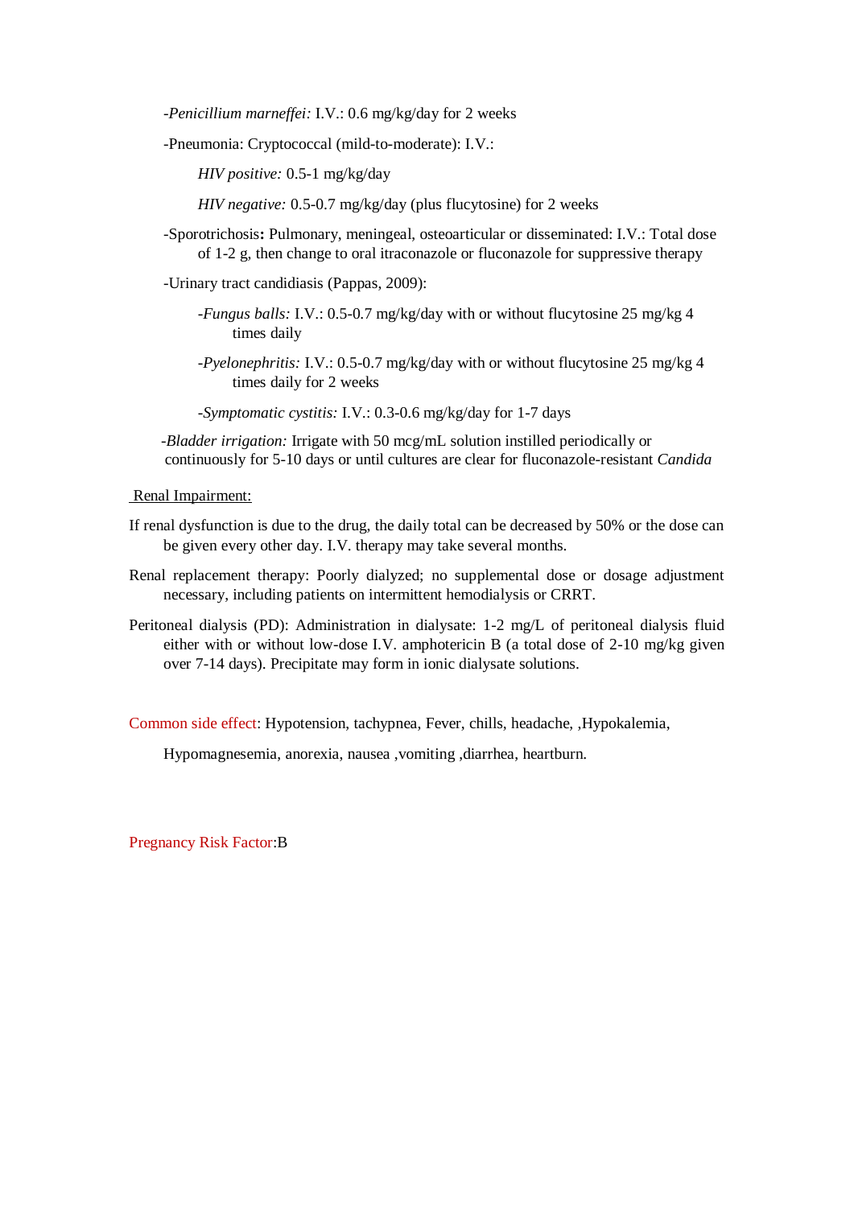-*Penicillium marneffei:* I.V.: 0.6 mg/kg/day for 2 weeks

-Pneumonia: Cryptococcal (mild-to-moderate): I.V.:

*HIV positive:* 0.5-1 mg/kg/day

*HIV negative:* 0.5-0.7 mg/kg/day (plus flucytosine) for 2 weeks

-Sporotrichosis**:** Pulmonary, meningeal, osteoarticular or disseminated: I.V.: Total dose of 1-2 g, then change to oral itraconazole or fluconazole for suppressive therapy

-Urinary tract candidiasis (Pappas, 2009):

-*Fungus balls:* I.V.: 0.5-0.7 mg/kg/day with or without flucytosine 25 mg/kg 4 times daily

-*Pyelonephritis:* I.V.: 0.5-0.7 mg/kg/day with or without flucytosine 25 mg/kg 4 times daily for 2 weeks

-*Symptomatic cystitis:* I.V.: 0.3-0.6 mg/kg/day for 1-7 days

-*Bladder irrigation:* Irrigate with 50 mcg/mL solution instilled periodically or continuously for 5-10 days or until cultures are clear for fluconazole-resistant *Candida*

Renal Impairment:

If renal dysfunction is due to the drug, the daily total can be decreased by 50% or the dose can be given every other day. I.V. therapy may take several months.

Renal replacement therapy: Poorly dialyzed; no supplemental dose or dosage adjustment necessary, including patients on intermittent hemodialysis or CRRT.

Peritoneal dialysis (PD): Administration in dialysate: 1-2 mg/L of peritoneal dialysis fluid either with or without low-dose I.V. amphotericin B (a total dose of 2-10 mg/kg given over 7-14 days). Precipitate may form in ionic dialysate solutions.

Common side effect: Hypotension, tachypnea, Fever, chills, headache, ,Hypokalemia,

Hypomagnesemia, anorexia, nausea ,vomiting ,diarrhea, heartburn.

Pregnancy Risk Factor:B